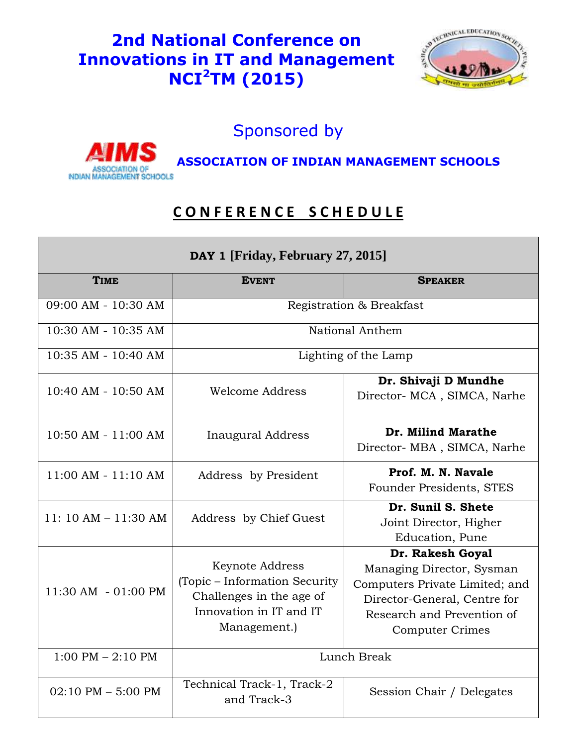# 2nd National Conference on Innovations in IT and Management NCI$^2$TM (2015)

Sponsored by

**ASSOCIATION OF INDIAN MANAGEMENT SCHOOLS**

## CONFERENCE SCHEDULE

| DAY 1 [Friday, February 27, 2015] | | |
|---|---|---|
| **TIME** | **EVENT** | **SPEAKER** |
| 09:00 AM - 10:30 AM | Registration & Breakfast | |
| 10:30 AM - 10:35 AM | National Anthem | |
| 10:35 AM - 10:40 AM | Lighting of the Lamp | |
| 10:40 AM - 10:50 AM | Welcome Address | **Dr. Shivaji D Mundhe** Director- MCA , SIMCA, Narhe |
| 10:50 AM - 11:00 AM | Inaugural Address | **Dr. Milind Marathe** Director- MBA , SIMCA, Narhe |
| 11:00 AM - 11:10 AM | Address by President | **Prof. M. N. Navale** Founder Presidents, STES |
| 11: 10 AM – 11:30 AM | Address by Chief Guest | **Dr. Sunil S. Shete** Joint Director, Higher Education, Pune |
| 11:30 AM - 01:00 PM | Keynote Address (Topic – Information Security Challenges in the age of Innovation in IT and IT Management.) | **Dr. Rakesh Goyal** Managing Director, Sysman Computers Private Limited; and Director-General, Centre for Research and Prevention of Computer Crimes |
| 1:00 PM – 2:10 PM | Lunch Break | |
| 02:10 PM – 5:00 PM | Technical Track-1, Track-2 and Track-3 | Session Chair / Delegates |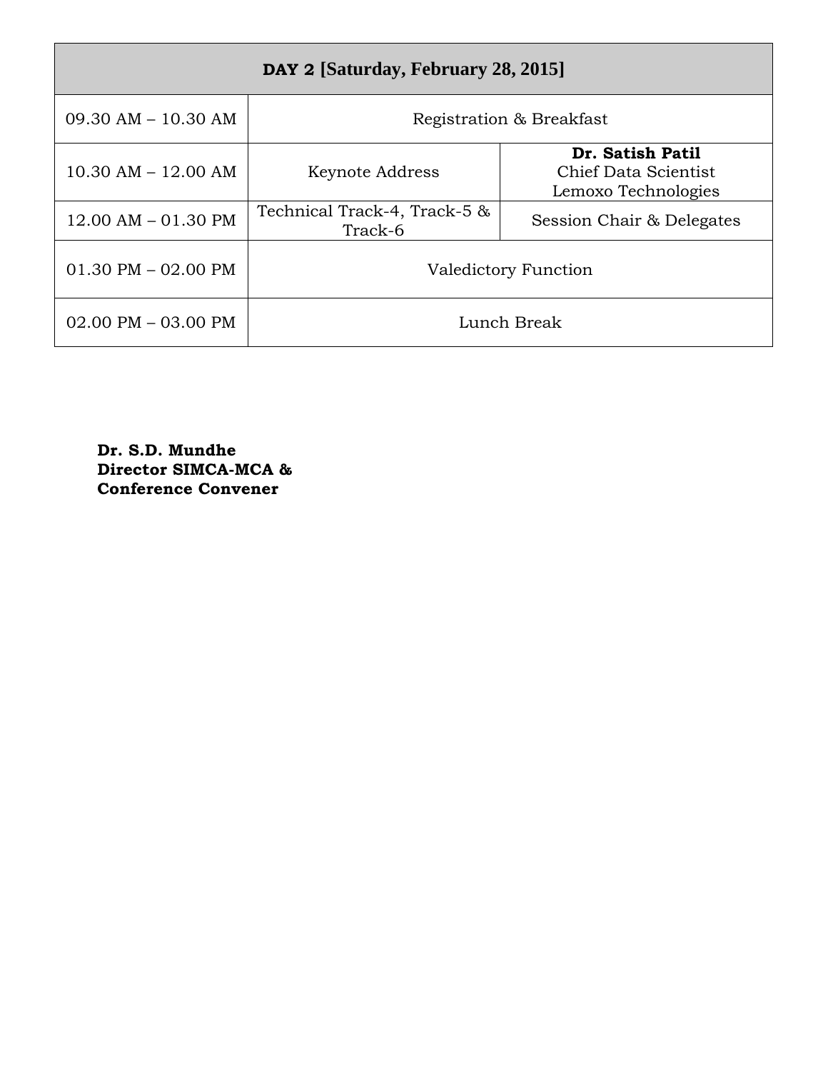| DAY 2 [Saturday, February 28, 2015] | | |
|---|---|---|
| 09.30 AM – 10.30 AM | Registration & Breakfast | |
| 10.30 AM – 12.00 AM | Keynote Address | **Dr. Satish Patil**<br>Chief Data Scientist<br>Lemoxo Technologies |
| 12.00 AM – 01.30 PM | Technical Track-4, Track-5 & Track-6 | Session Chair & Delegates |
| 01.30 PM – 02.00 PM | Valedictory Function | |
| 02.00 PM – 03.00 PM | Lunch Break | |

**Dr. S.D. Mundhe**
**Director SIMCA-MCA &**
**Conference Convener**